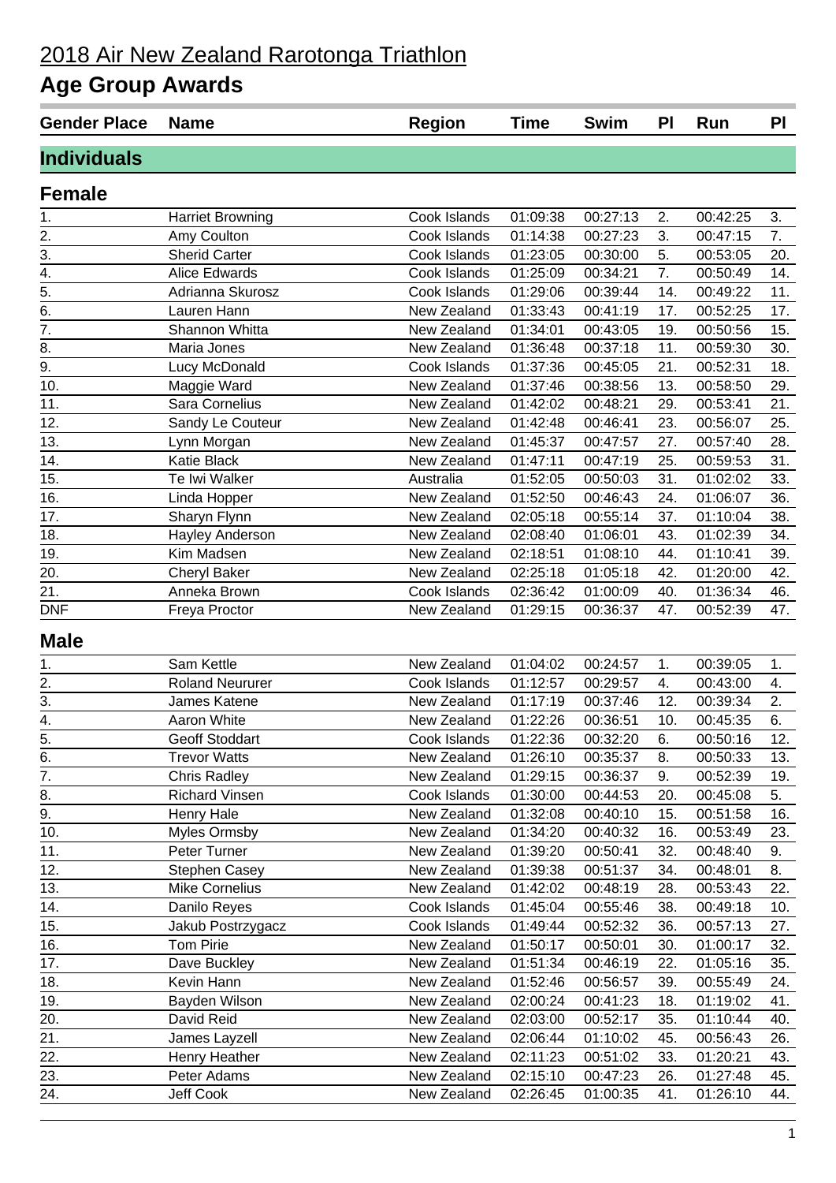# 2018 Air New Zealand Rarotonga Triathlon

## Age Group Awards

| Gender Place | Name | Region | Time | Swim | Pl | Run | Pl |
|---|---|---|---|---|---|---|---|
| **Individuals** | | | | | | | |
| **Female** | | | | | | | |
| 1. | Harriet Browning | Cook Islands | 01:09:38 | 00:27:13 | 2. | 00:42:25 | 3. |
| 2. | Amy Coulton | Cook Islands | 01:14:38 | 00:27:23 | 3. | 00:47:15 | 7. |
| 3. | Sherid Carter | Cook Islands | 01:23:05 | 00:30:00 | 5. | 00:53:05 | 20. |
| 4. | Alice Edwards | Cook Islands | 01:25:09 | 00:34:21 | 7. | 00:50:49 | 14. |
| 5. | Adrianna Skurosz | Cook Islands | 01:29:06 | 00:39:44 | 14. | 00:49:22 | 11. |
| 6. | Lauren Hann | New Zealand | 01:33:43 | 00:41:19 | 17. | 00:52:25 | 17. |
| 7. | Shannon Whitta | New Zealand | 01:34:01 | 00:43:05 | 19. | 00:50:56 | 15. |
| 8. | Maria Jones | New Zealand | 01:36:48 | 00:37:18 | 11. | 00:59:30 | 30. |
| 9. | Lucy McDonald | Cook Islands | 01:37:36 | 00:45:05 | 21. | 00:52:31 | 18. |
| 10. | Maggie Ward | New Zealand | 01:37:46 | 00:38:56 | 13. | 00:58:50 | 29. |
| 11. | Sara Cornelius | New Zealand | 01:42:02 | 00:48:21 | 29. | 00:53:41 | 21. |
| 12. | Sandy Le Couteur | New Zealand | 01:42:48 | 00:46:41 | 23. | 00:56:07 | 25. |
| 13. | Lynn Morgan | New Zealand | 01:45:37 | 00:47:57 | 27. | 00:57:40 | 28. |
| 14. | Katie Black | New Zealand | 01:47:11 | 00:47:19 | 25. | 00:59:53 | 31. |
| 15. | Te Iwi Walker | Australia | 01:52:05 | 00:50:03 | 31. | 01:02:02 | 33. |
| 16. | Linda Hopper | New Zealand | 01:52:50 | 00:46:43 | 24. | 01:06:07 | 36. |
| 17. | Sharyn Flynn | New Zealand | 02:05:18 | 00:55:14 | 37. | 01:10:04 | 38. |
| 18. | Hayley Anderson | New Zealand | 02:08:40 | 01:06:01 | 43. | 01:02:39 | 34. |
| 19. | Kim Madsen | New Zealand | 02:18:51 | 01:08:10 | 44. | 01:10:41 | 39. |
| 20. | Cheryl Baker | New Zealand | 02:25:18 | 01:05:18 | 42. | 01:20:00 | 42. |
| 21. | Anneka Brown | Cook Islands | 02:36:42 | 01:00:09 | 40. | 01:36:34 | 46. |
| DNF | Freya Proctor | New Zealand | 01:29:15 | 00:36:37 | 47. | 00:52:39 | 47. |
| **Male** | | | | | | | |
| 1. | Sam Kettle | New Zealand | 01:04:02 | 00:24:57 | 1. | 00:39:05 | 1. |
| 2. | Roland Neururer | Cook Islands | 01:12:57 | 00:29:57 | 4. | 00:43:00 | 4. |
| 3. | James Katene | New Zealand | 01:17:19 | 00:37:46 | 12. | 00:39:34 | 2. |
| 4. | Aaron White | New Zealand | 01:22:26 | 00:36:51 | 10. | 00:45:35 | 6. |
| 5. | Geoff Stoddart | Cook Islands | 01:22:36 | 00:32:20 | 6. | 00:50:16 | 12. |
| 6. | Trevor Watts | New Zealand | 01:26:10 | 00:35:37 | 8. | 00:50:33 | 13. |
| 7. | Chris Radley | New Zealand | 01:29:15 | 00:36:37 | 9. | 00:52:39 | 19. |
| 8. | Richard Vinsen | Cook Islands | 01:30:00 | 00:44:53 | 20. | 00:45:08 | 5. |
| 9. | Henry Hale | New Zealand | 01:32:08 | 00:40:10 | 15. | 00:51:58 | 16. |
| 10. | Myles Ormsby | New Zealand | 01:34:20 | 00:40:32 | 16. | 00:53:49 | 23. |
| 11. | Peter Turner | New Zealand | 01:39:20 | 00:50:41 | 32. | 00:48:40 | 9. |
| 12. | Stephen Casey | New Zealand | 01:39:38 | 00:51:37 | 34. | 00:48:01 | 8. |
| 13. | Mike Cornelius | New Zealand | 01:42:02 | 00:48:19 | 28. | 00:53:43 | 22. |
| 14. | Danilo Reyes | Cook Islands | 01:45:04 | 00:55:46 | 38. | 00:49:18 | 10. |
| 15. | Jakub Postrzygacz | Cook Islands | 01:49:44 | 00:52:32 | 36. | 00:57:13 | 27. |
| 16. | Tom Pirie | New Zealand | 01:50:17 | 00:50:01 | 30. | 01:00:17 | 32. |
| 17. | Dave Buckley | New Zealand | 01:51:34 | 00:46:19 | 22. | 01:05:16 | 35. |
| 18. | Kevin Hann | New Zealand | 01:52:46 | 00:56:57 | 39. | 00:55:49 | 24. |
| 19. | Bayden Wilson | New Zealand | 02:00:24 | 00:41:23 | 18. | 01:19:02 | 41. |
| 20. | David Reid | New Zealand | 02:03:00 | 00:52:17 | 35. | 01:10:44 | 40. |
| 21. | James Layzell | New Zealand | 02:06:44 | 01:10:02 | 45. | 00:56:43 | 26. |
| 22. | Henry Heather | New Zealand | 02:11:23 | 00:51:02 | 33. | 01:20:21 | 43. |
| 23. | Peter Adams | New Zealand | 02:15:10 | 00:47:23 | 26. | 01:27:48 | 45. |
| 24. | Jeff Cook | New Zealand | 02:26:45 | 01:00:35 | 41. | 01:26:10 | 44. |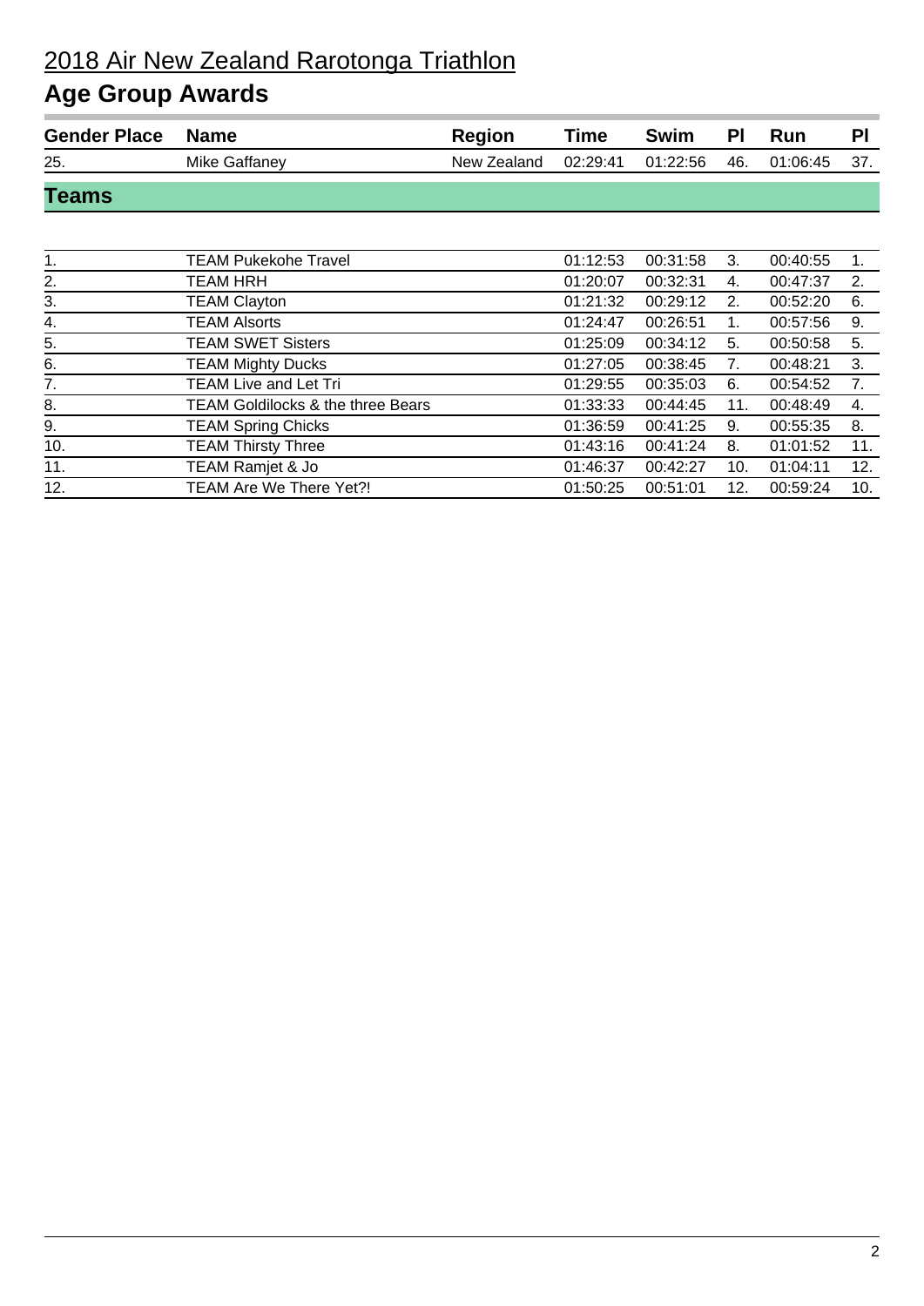# 2018 Air New Zealand Rarotonga Triathlon

## Age Group Awards

| Gender Place | Name | Region | Time | Swim | Pl | Run | Pl |
|---|---|---|---|---|---|---|---|
| 25. | Mike Gaffaney | New Zealand | 02:29:41 | 01:22:56 | 46. | 01:06:45 | 37. |

## Teams

| | | | | | | | |
|---|---|---|---|---|---|---|---|
| 1. | TEAM Pukekohe Travel | | 01:12:53 | 00:31:58 | 3. | 00:40:55 | 1. |
| 2. | TEAM HRH | | 01:20:07 | 00:32:31 | 4. | 00:47:37 | 2. |
| 3. | TEAM Clayton | | 01:21:32 | 00:29:12 | 2. | 00:52:20 | 6. |
| 4. | TEAM Alsorts | | 01:24:47 | 00:26:51 | 1. | 00:57:56 | 9. |
| 5. | TEAM SWET Sisters | | 01:25:09 | 00:34:12 | 5. | 00:50:58 | 5. |
| 6. | TEAM Mighty Ducks | | 01:27:05 | 00:38:45 | 7. | 00:48:21 | 3. |
| 7. | TEAM Live and Let Tri | | 01:29:55 | 00:35:03 | 6. | 00:54:52 | 7. |
| 8. | TEAM Goldilocks & the three Bears | | 01:33:33 | 00:44:45 | 11. | 00:48:49 | 4. |
| 9. | TEAM Spring Chicks | | 01:36:59 | 00:41:25 | 9. | 00:55:35 | 8. |
| 10. | TEAM Thirsty Three | | 01:43:16 | 00:41:24 | 8. | 01:01:52 | 11. |
| 11. | TEAM Ramjet & Jo | | 01:46:37 | 00:42:27 | 10. | 01:04:11 | 12. |
| 12. | TEAM Are We There Yet?! | | 01:50:25 | 00:51:01 | 12. | 00:59:24 | 10. |